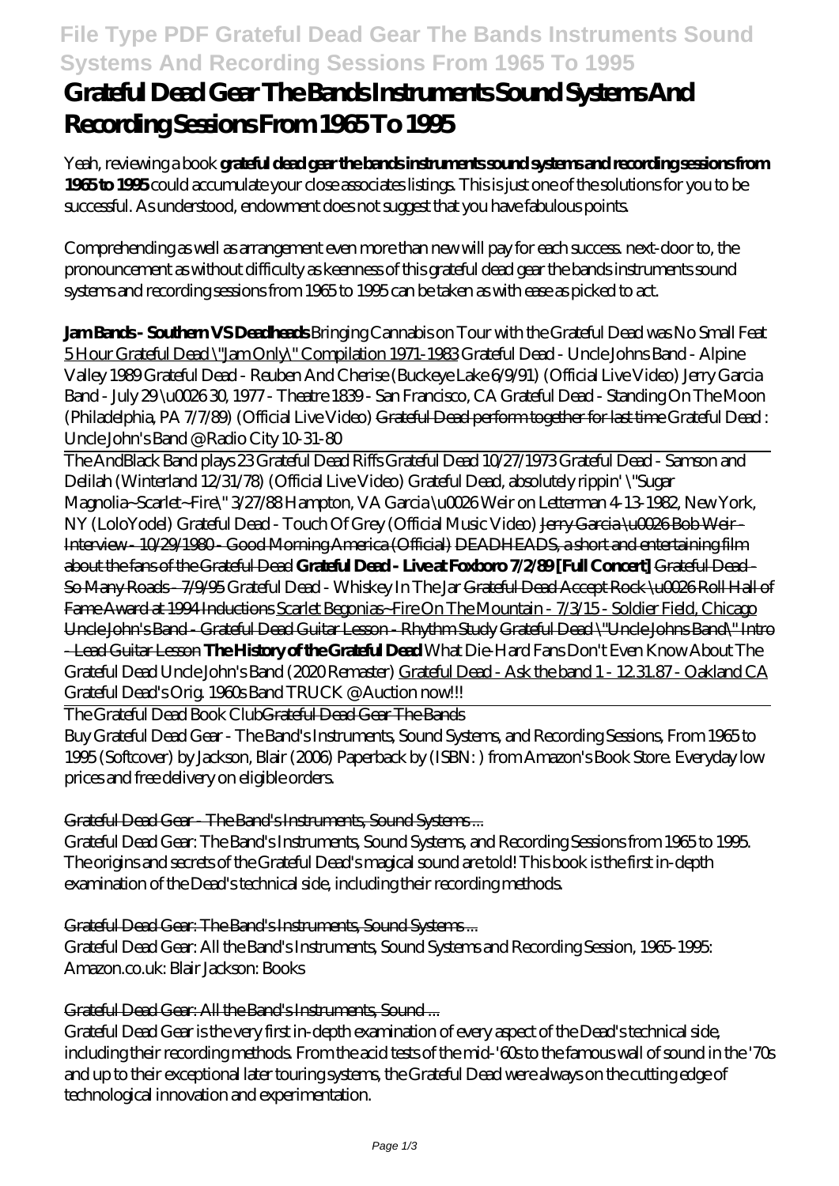# Grateful Dead Gear The Bands Instruments Sound Systems And Recording Sessions From 1965 To 1995

Yeah, reviewing a book **grateful dead gear the bands instruments sound systems and recording sessions from 1965 to 1995** could accumulate your close associates listings. This is just one of the solutions for you to be successful. As understood, endowment does not suggest that you have fabulous points.

Comprehending as well as arrangement even more than new will pay for each success. next-door to, the pronouncement as without difficulty as keenness of this grateful dead gear the bands instruments sound systems and recording sessions from 1965 to 1995 can be taken as with ease as picked to act.

**Jam Bands - Southern VS Deadheads** *Bringing Cannabis on Tour with the Grateful Dead was No Small Feat* 5 Hour Grateful Dead \"Jam Only\" Compilation 1971-1983 *Grateful Dead - Uncle Johns Band - Alpine Valley 1989* *Grateful Dead - Reuben And Cherise (Buckeye Lake 6/9/91) (Official Live Video)* *Jerry Garcia Band - July 29 \u0026 30, 1977 - Theatre 1839 - San Francisco, CA* *Grateful Dead - Standing On The Moon (Philadelphia, PA 7/7/89) (Official Live Video)* ~~Grateful Dead perform together for last time~~ *Grateful Dead : Uncle John's Band @ Radio City 10-31-80*

The AndBlack Band plays 23 Grateful Dead Riffs *Grateful Dead 10/27/1973* *Grateful Dead - Samson and Delilah (Winterland 12/31/78) (Official Live Video)* *Grateful Dead, absolutely rippin' \"Sugar Magnolia~Scarlet~Fire\" 3/27/88 Hampton, VA* *Garcia \u0026 Weir on Letterman 4-13-1982, New York, NY (LoloYodel)* *Grateful Dead - Touch Of Grey (Official Music Video)* ~~Jerry Garcia \u0026 Bob Weir - Interview - 10/29/1980 - Good Morning America (Official)~~ ~~DEADHEADS, a short and entertaining film about the fans of the Grateful Dead~~ **Grateful Dead - Live at Foxboro 7/2/89 [Full Concert]** ~~Grateful Dead - So Many Roads - 7/9/95~~ *Grateful Dead - Whiskey In The Jar* ~~Grateful Dead Accept Rock \u0026 Roll Hall of Fame Award at 1994 Inductions~~ ~~Scarlet Begonias~Fire On The Mountain - 7/3/15 - Soldier Field, Chicago~~ ~~Uncle John's Band - Grateful Dead Guitar Lesson - Rhythm Study~~ ~~Grateful Dead \"Uncle Johns Band\" Intro - Lead Guitar Lesson~~ **The History of the Grateful Dead** *What Die-Hard Fans Don't Even Know About The Grateful Dead* *Uncle John's Band (2020 Remaster)* Grateful Dead - Ask the band 1 - 12.31.87 - Oakland CA *Grateful Dead's Orig. 1960s Band TRUCK @ Auction now!!!*

The Grateful Dead Book Club~~Grateful Dead Gear The Bands~~

Buy Grateful Dead Gear - The Band's Instruments, Sound Systems, and Recording Sessions, From 1965 to 1995 (Softcover) by Jackson, Blair (2006) Paperback by (ISBN: ) from Amazon's Book Store. Everyday low prices and free delivery on eligible orders.

Grateful Dead Gear - The Band's Instruments, Sound Systems ...

Grateful Dead Gear: The Band's Instruments, Sound Systems, and Recording Sessions from 1965 to 1995. The origins and secrets of the Grateful Dead's magical sound are told! This book is the first in-depth examination of the Dead's technical side, including their recording methods.

Grateful Dead Gear: The Band's Instruments, Sound Systems ...

Grateful Dead Gear: All the Band's Instruments, Sound Systems and Recording Session, 1965-1995: Amazon.co.uk: Blair Jackson: Books

Grateful Dead Gear: All the Band's Instruments, Sound ...

Grateful Dead Gear is the very first in-depth examination of every aspect of the Dead's technical side, including their recording methods. From the acid tests of the mid-'60s to the famous wall of sound in the '70s and up to their exceptional later touring systems, the Grateful Dead were always on the cutting edge of technological innovation and experimentation.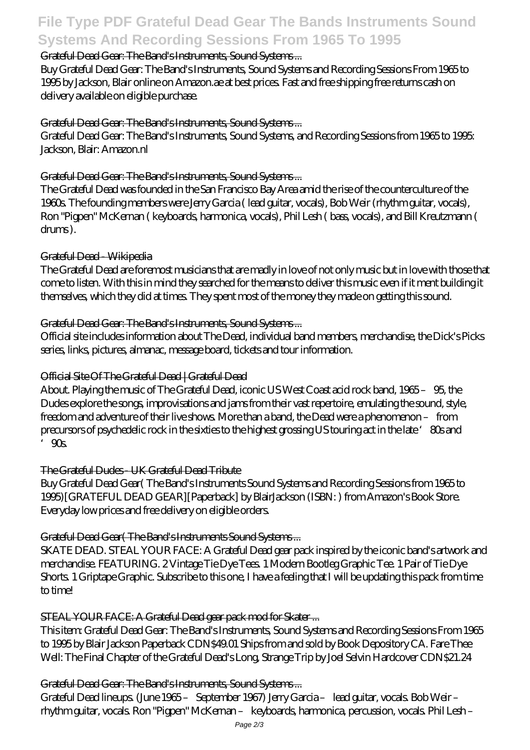### Grateful Dead Gear: The Band's Instruments, Sound Systems ...

Buy Grateful Dead Gear: The Band's Instruments, Sound Systems and Recording Sessions From 1965 to 1995 by Jackson, Blair online on Amazon.ae at best prices. Fast and free shipping free returns cash on delivery available on eligible purchase.

### Grateful Dead Gear: The Band's Instruments, Sound Systems ...

Grateful Dead Gear: The Band's Instruments, Sound Systems, and Recording Sessions from 1965 to 1995: Jackson, Blair: Amazon.nl

### Grateful Dead Gear: The Band's Instruments, Sound Systems ...

The Grateful Dead was founded in the San Francisco Bay Area amid the rise of the counterculture of the 1960s. The founding members were Jerry Garcia ( lead guitar, vocals), Bob Weir (rhythm guitar, vocals), Ron "Pigpen" McKernan ( keyboards, harmonica, vocals), Phil Lesh ( bass, vocals), and Bill Kreutzmann ( drums ).

### Grateful Dead - Wikipedia

The Grateful Dead are foremost musicians that are madly in love of not only music but in love with those that come to listen. With this in mind they searched for the means to deliver this music even if it ment building it themselves, which they did at times. They spent most of the money they made on getting this sound.

### Grateful Dead Gear: The Band's Instruments, Sound Systems ...

Official site includes information about The Dead, individual band members, merchandise, the Dick's Picks series, links, pictures, almanac, message board, tickets and tour information.

### Official Site Of The Grateful Dead | Grateful Dead

About. Playing the music of The Grateful Dead, iconic US West Coast acid rock band, 1965 – 95, the Dudes explore the songs, improvisations and jams from their vast repertoire, emulating the sound, style, freedom and adventure of their live shows. More than a band, the Dead were a phenomenon – from precursors of psychedelic rock in the sixties to the highest grossing US touring act in the late '80s and '90s.

### The Grateful Dudes - UK Grateful Dead Tribute

Buy Grateful Dead Gear( The Band's Instruments Sound Systems and Recording Sessions from 1965 to 1995)[GRATEFUL DEAD GEAR][Paperback] by BlairJackson (ISBN: ) from Amazon's Book Store. Everyday low prices and free delivery on eligible orders.

### Grateful Dead Gear( The Band's Instruments Sound Systems ...

SKATE DEAD. STEAL YOUR FACE: A Grateful Dead gear pack inspired by the iconic band's artwork and merchandise. FEATURING. 2 Vintage Tie Dye Tees. 1 Modern Bootleg Graphic Tee. 1 Pair of Tie Dye Shorts. 1 Griptape Graphic. Subscribe to this one, I have a feeling that I will be updating this pack from time to time!

### STEAL YOUR FACE: A Grateful Dead gear pack mod for Skater ...

This item: Grateful Dead Gear: The Band's Instruments, Sound Systems and Recording Sessions From 1965 to 1995 by Blair Jackson Paperback CDN$49.01 Ships from and sold by Book Depository CA. Fare Thee Well: The Final Chapter of the Grateful Dead's Long, Strange Trip by Joel Selvin Hardcover CDN$21.24

### Grateful Dead Gear: The Band's Instruments, Sound Systems ...

Grateful Dead lineups. (June 1965 – September 1967) Jerry Garcia – lead guitar, vocals. Bob Weir – rhythm guitar, vocals. Ron "Pigpen" McKernan – keyboards, harmonica, percussion, vocals. Phil Lesh –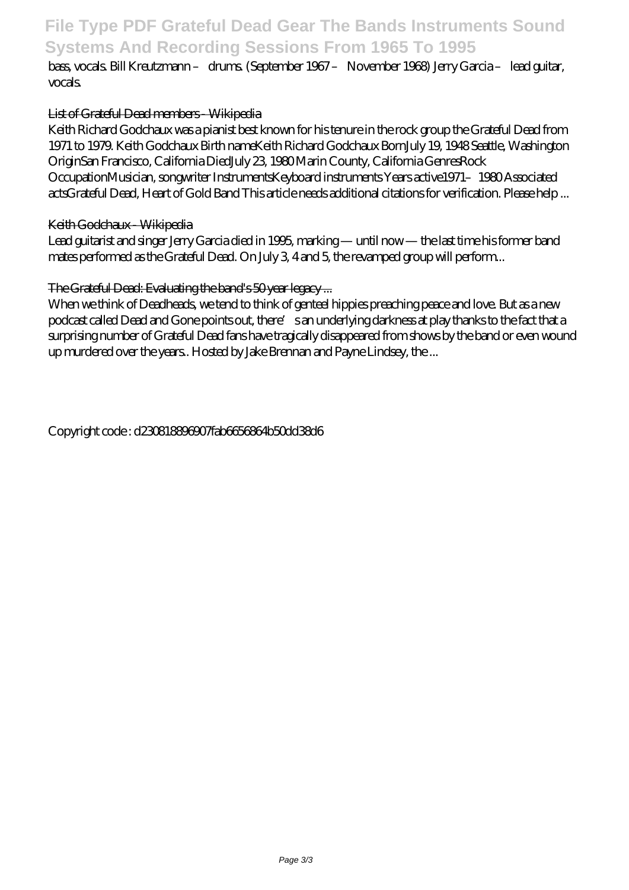bass, vocals. Bill Kreutzmann – drums. (September 1967 – November 1968) Jerry Garcia – lead guitar, vocals.

List of Grateful Dead members - Wikipedia

Keith Richard Godchaux was a pianist best known for his tenure in the rock group the Grateful Dead from 1971 to 1979. Keith Godchaux Birth nameKeith Richard Godchaux BornJuly 19, 1948 Seattle, Washington OriginSan Francisco, California DiedJuly 23, 1980 Marin County, California GenresRock OccupationMusician, songwriter InstrumentsKeyboard instruments Years active1971–1980 Associated actsGrateful Dead, Heart of Gold Band This article needs additional citations for verification. Please help ...

Keith Godchaux - Wikipedia

Lead guitarist and singer Jerry Garcia died in 1995, marking — until now — the last time his former band mates performed as the Grateful Dead. On July 3, 4 and 5, the revamped group will perform...

The Grateful Dead: Evaluating the band's 50 year legacy ...

When we think of Deadheads, we tend to think of genteel hippies preaching peace and love. But as a new podcast called Dead and Gone points out, there's an underlying darkness at play thanks to the fact that a surprising number of Grateful Dead fans have tragically disappeared from shows by the band or even wound up murdered over the years.. Hosted by Jake Brennan and Payne Lindsey, the ...

Copyright code : d230818896907fab6656864b50dd38d6